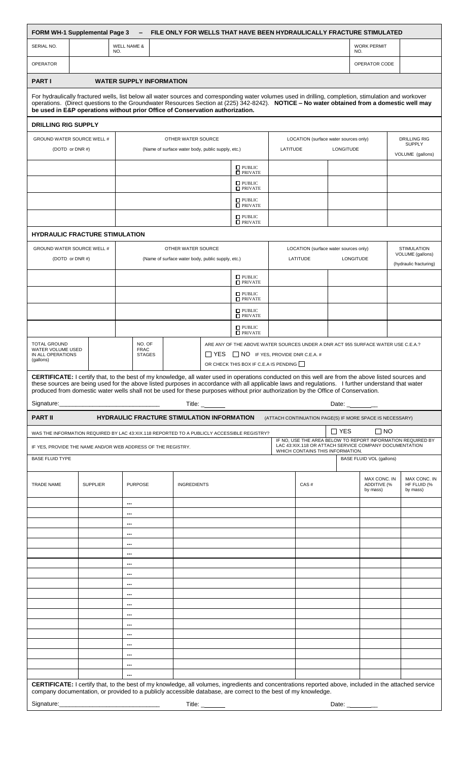## FORM WH-1 Supplemental Page 3 – FILE ONLY FOR WELLS THAT HAVE BEEN HYDRAULICALLY FRACTURE STIMULATED

| SERIAL NO. | | WELL NAME & NO. | | WORK PERMIT NO. | |
|---|---|---|---|---|---|
| OPERATOR | | | | OPERATOR CODE | |

### PART I WATER SUPPLY INFORMATION

For hydraulically fractured wells, list below all water sources and corresponding water volumes used in drilling, completion, stimulation and workover operations. (Direct questions to the Groundwater Resources Section at (225) 342-8242). **NOTICE – No water obtained from a domestic well may be used in E&P operations without prior Office of Conservation authorization.**

#### DRILLING RIG SUPPLY

| GROUND WATER SOURCE WELL # (DOTD or DNR #) | OTHER WATER SOURCE (Name of surface water body, public supply, etc.) | | LOCATION (surface water sources only) LATITUDE | LONGITUDE | DRILLING RIG SUPPLY VOLUME (gallons) |
|---|---|---|---|---|---|
| | | ☐ PUBLIC ☐ PRIVATE | | | |
| | | ☐ PUBLIC ☐ PRIVATE | | | |
| | | ☐ PUBLIC ☐ PRIVATE | | | |
| | | ☐ PUBLIC ☐ PRIVATE | | | |

#### HYDRAULIC FRACTURE STIMULATION

| GROUND WATER SOURCE WELL # (DOTD or DNR #) | OTHER WATER SOURCE (Name of surface water body, public supply, etc.) | | LOCATION (surface water sources only) LATITUDE | LONGITUDE | STIMULATION VOLUME (gallons) (hydraulic fracturing) |
|---|---|---|---|---|---|
| | | ☐ PUBLIC ☐ PRIVATE | | | |
| | | ☐ PUBLIC ☐ PRIVATE | | | |
| | | ☐ PUBLIC ☐ PRIVATE | | | |
| | | ☐ PUBLIC ☐ PRIVATE | | | |

| TOTAL GROUND WATER VOLUME USED IN ALL OPERATIONS (gallons) | | NO. OF FRAC STAGES | | ARE ANY OF THE ABOVE WATER SOURCES UNDER A DNR ACT 955 SURFACE WATER USE C.E.A.? ☐ YES ☐ NO IF YES, PROVIDE DNR C.E.A. # OR CHECK THIS BOX IF C.E.A IS PENDING ☐ |
|---|---|---|---|---|

**CERTIFICATE:** I certify that, to the best of my knowledge, all water used in operations conducted on this well are from the above listed sources and these sources are being used for the above listed purposes in accordance with all applicable laws and regulations. I further understand that water produced from domestic water wells shall not be used for these purposes without prior authorization by the Office of Conservation.

Signature:______________________________ Title: _______ Date: _________

### PART II HYDRAULIC FRACTURE STIMULATION INFORMATION

(ATTACH CONTINUATION PAGE(S) IF MORE SPACE IS NECESSARY)

WAS THE INFORMATION REQUIRED BY LAC 43:XIX.118 REPORTED TO A PUBLICLY ACCESSIBLE REGISTRY? ☐ YES ☐ NO

IF YES, PROVIDE THE NAME AND/OR WEB ADDRESS OF THE REGISTRY.

IF NO, USE THE AREA BELOW TO REPORT INFORMATION REQUIRED BY LAC 43:XIX.118 OR ATTACH SERVICE COMPANY DOCUMENTATION WHICH CONTAINS THIS INFORMATION.

| BASE FLUID TYPE | | | | | BASE FLUID VOL (gallons) | |
|---|---|---|---|---|---|---|
| **TRADE NAME** | **SUPPLIER** | **PURPOSE** | **INGREDIENTS** | **CAS #** | **MAX CONC. IN ADDITIVE (% by mass)** | **MAX CONC. IN HF FLUID (% by mass)** |
| | | ... | | | | |
| | | ... | | | | |
| | | ... | | | | |
| | | ... | | | | |
| | | ... | | | | |
| | | ... | | | | |
| | | ... | | | | |
| | | ... | | | | |
| | | ... | | | | |
| | | ... | | | | |
| | | ... | | | | |
| | | ... | | | | |
| | | ... | | | | |
| | | ... | | | | |
| | | ... | | | | |
| | | ... | | | | |
| | | ... | | | | |
| | | ... | | | | |

**CERTIFICATE:** I certify that, to the best of my knowledge, all volumes, ingredients and concentrations reported above, included in the attached service company documentation, or provided to a publicly accessible database, are correct to the best of my knowledge.

Signature:______________________________ Title: _______ Date: _________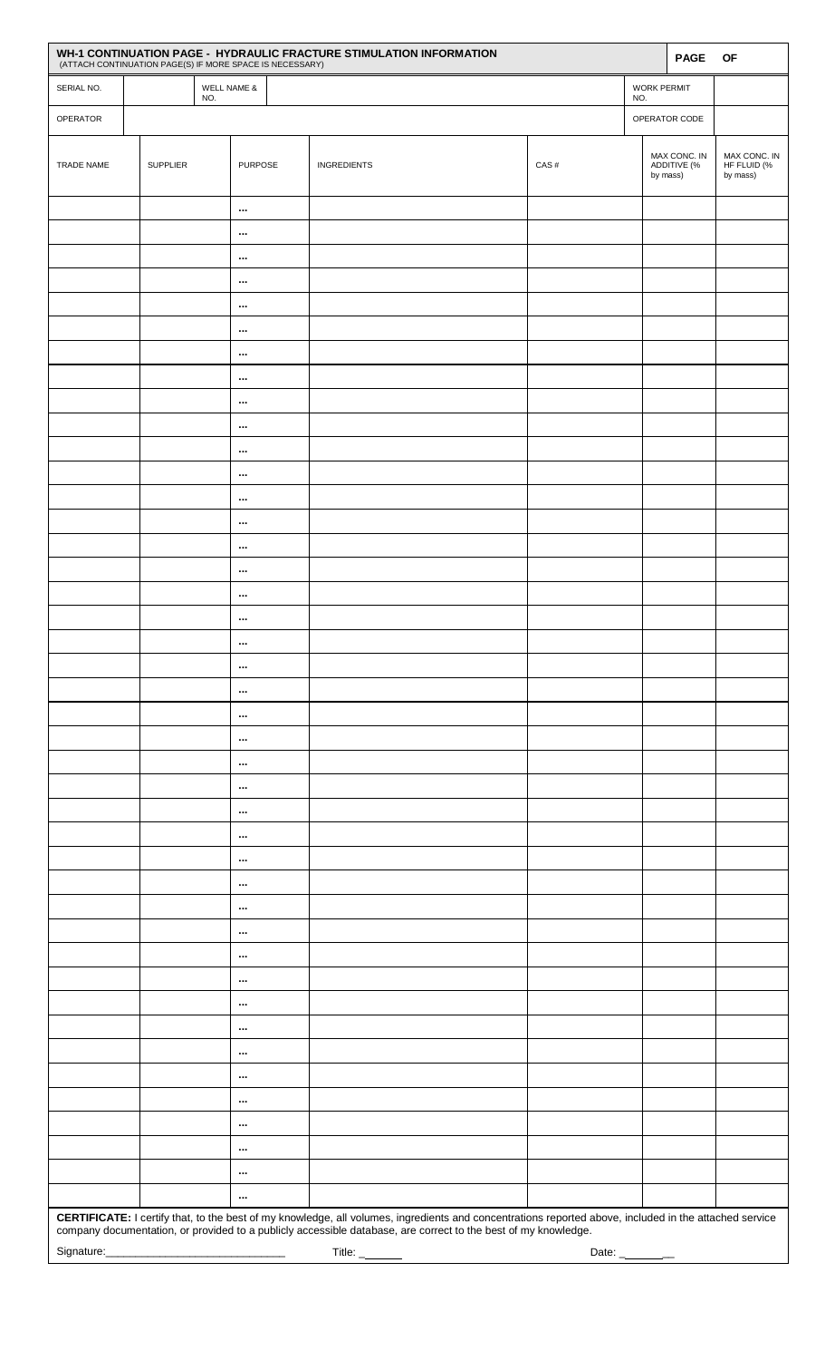**WH-1 CONTINUATION PAGE - HYDRAULIC FRACTURE STIMULATION INFORMATION** PAGE OF

(ATTACH CONTINUATION PAGE(S) IF MORE SPACE IS NECESSARY)

| SERIAL NO. | | WELL NAME & NO. | | WORK PERMIT NO. | |
|---|---|---|---|---|---|
| OPERATOR | | | | OPERATOR CODE | |

| TRADE NAME | SUPPLIER | PURPOSE | INGREDIENTS | CAS # | MAX CONC. IN ADDITIVE (% by mass) | MAX CONC. IN HF FLUID (% by mass) |
|---|---|---|---|---|---|---|
| | | ... | | | | |
| | | ... | | | | |
| | | ... | | | | |
| | | ... | | | | |
| | | ... | | | | |
| | | ... | | | | |
| | | ... | | | | |
| | | ... | | | | |
| | | ... | | | | |
| | | ... | | | | |
| | | ... | | | | |
| | | ... | | | | |
| | | ... | | | | |
| | | ... | | | | |
| | | ... | | | | |
| | | ... | | | | |
| | | ... | | | | |
| | | ... | | | | |
| | | ... | | | | |
| | | ... | | | | |
| | | ... | | | | |
| | | ... | | | | |
| | | ... | | | | |
| | | ... | | | | |
| | | ... | | | | |
| | | ... | | | | |
| | | ... | | | | |
| | | ... | | | | |
| | | ... | | | | |
| | | ... | | | | |
| | | ... | | | | |
| | | ... | | | | |
| | | ... | | | | |
| | | ... | | | | |
| | | ... | | | | |
| | | ... | | | | |
| | | ... | | | | |
| | | ... | | | | |
| | | ... | | | | |
| | | ... | | | | |
| | | ... | | | | |
| | | ... | | | | |
| | | ... | | | | |
| | | ... | | | | |
| | | ... | | | | |

**CERTIFICATE:** I certify that, to the best of my knowledge, all volumes, ingredients and concentrations reported above, included in the attached service company documentation, or provided to a publicly accessible database, are correct to the best of my knowledge.

Signature:______________________________ Title: _______ Date: _________